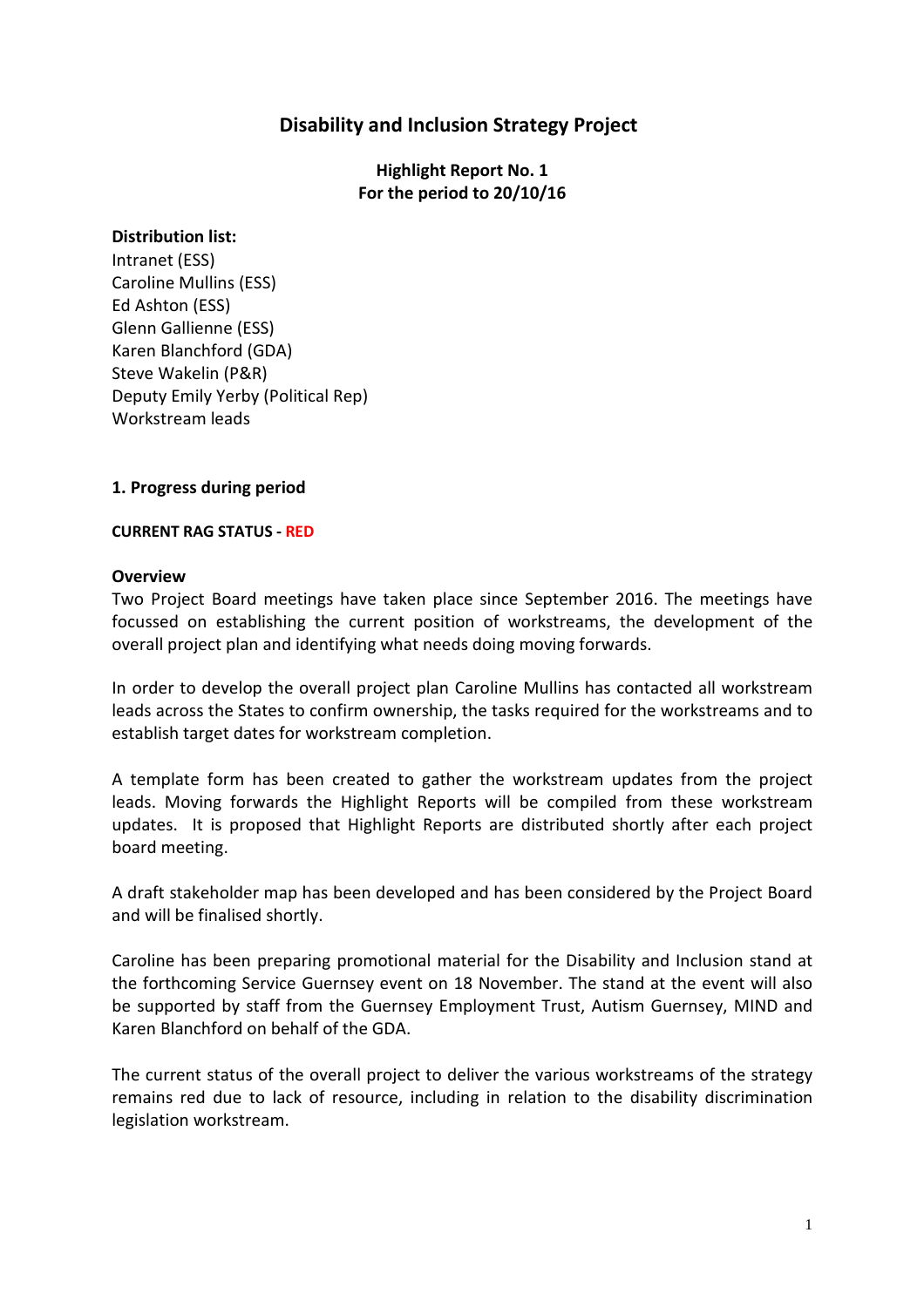# Disability and Inclusion Strategy Project

**Highlight Report No. 1**
**For the period to 20/10/16**

**Distribution list:**
Intranet (ESS)
Caroline Mullins (ESS)
Ed Ashton (ESS)
Glenn Gallienne (ESS)
Karen Blanchford (GDA)
Steve Wakelin (P&R)
Deputy Emily Yerby (Political Rep)
Workstream leads

## 1. Progress during period

**CURRENT RAG STATUS - RED**

### Overview

Two Project Board meetings have taken place since September 2016. The meetings have focussed on establishing the current position of workstreams, the development of the overall project plan and identifying what needs doing moving forwards.

In order to develop the overall project plan Caroline Mullins has contacted all workstream leads across the States to confirm ownership, the tasks required for the workstreams and to establish target dates for workstream completion.

A template form has been created to gather the workstream updates from the project leads. Moving forwards the Highlight Reports will be compiled from these workstream updates. It is proposed that Highlight Reports are distributed shortly after each project board meeting.

A draft stakeholder map has been developed and has been considered by the Project Board and will be finalised shortly.

Caroline has been preparing promotional material for the Disability and Inclusion stand at the forthcoming Service Guernsey event on 18 November. The stand at the event will also be supported by staff from the Guernsey Employment Trust, Autism Guernsey, MIND and Karen Blanchford on behalf of the GDA.

The current status of the overall project to deliver the various workstreams of the strategy remains red due to lack of resource, including in relation to the disability discrimination legislation workstream.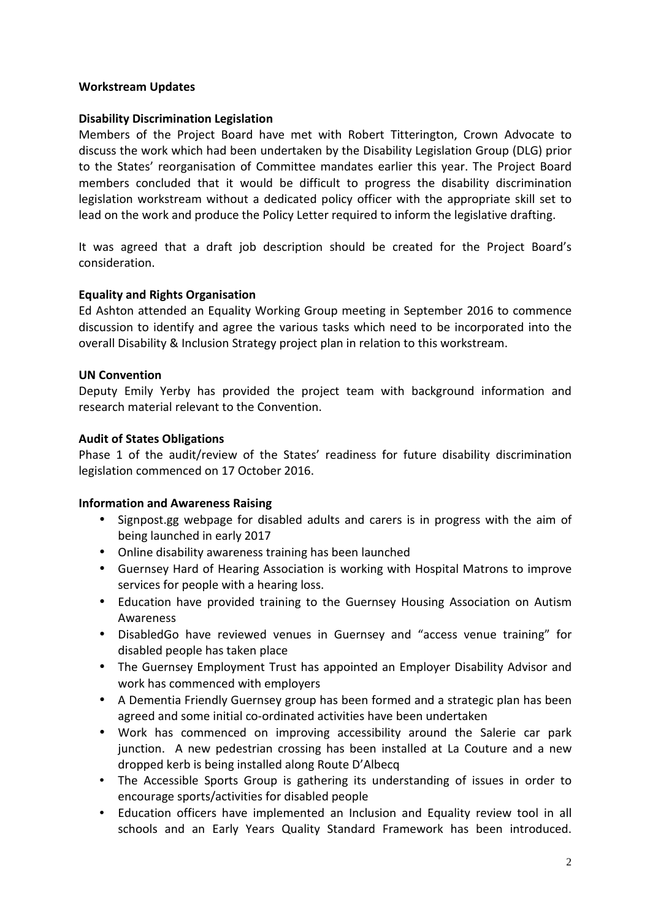**Workstream Updates**

**Disability Discrimination Legislation**

Members of the Project Board have met with Robert Titterington, Crown Advocate to discuss the work which had been undertaken by the Disability Legislation Group (DLG) prior to the States' reorganisation of Committee mandates earlier this year. The Project Board members concluded that it would be difficult to progress the disability discrimination legislation workstream without a dedicated policy officer with the appropriate skill set to lead on the work and produce the Policy Letter required to inform the legislative drafting.

It was agreed that a draft job description should be created for the Project Board's consideration.

**Equality and Rights Organisation**

Ed Ashton attended an Equality Working Group meeting in September 2016 to commence discussion to identify and agree the various tasks which need to be incorporated into the overall Disability & Inclusion Strategy project plan in relation to this workstream.

**UN Convention**

Deputy Emily Yerby has provided the project team with background information and research material relevant to the Convention.

**Audit of States Obligations**

Phase 1 of the audit/review of the States' readiness for future disability discrimination legislation commenced on 17 October 2016.

**Information and Awareness Raising**

- Signpost.gg webpage for disabled adults and carers is in progress with the aim of being launched in early 2017
- Online disability awareness training has been launched
- Guernsey Hard of Hearing Association is working with Hospital Matrons to improve services for people with a hearing loss.
- Education have provided training to the Guernsey Housing Association on Autism Awareness
- DisabledGo have reviewed venues in Guernsey and "access venue training" for disabled people has taken place
- The Guernsey Employment Trust has appointed an Employer Disability Advisor and work has commenced with employers
- A Dementia Friendly Guernsey group has been formed and a strategic plan has been agreed and some initial co-ordinated activities have been undertaken
- Work has commenced on improving accessibility around the Salerie car park junction. A new pedestrian crossing has been installed at La Couture and a new dropped kerb is being installed along Route D'Albecq
- The Accessible Sports Group is gathering its understanding of issues in order to encourage sports/activities for disabled people
- Education officers have implemented an Inclusion and Equality review tool in all schools and an Early Years Quality Standard Framework has been introduced.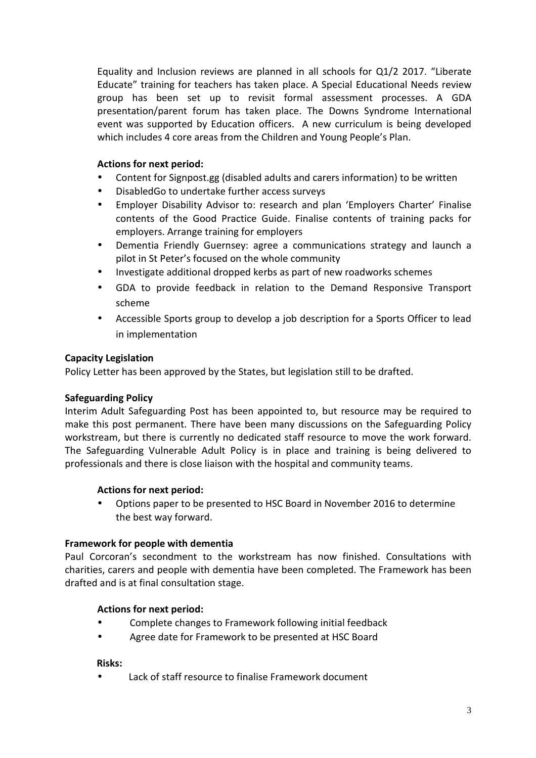Equality and Inclusion reviews are planned in all schools for Q1/2 2017. "Liberate Educate" training for teachers has taken place. A Special Educational Needs review group has been set up to revisit formal assessment processes. A GDA presentation/parent forum has taken place. The Downs Syndrome International event was supported by Education officers. A new curriculum is being developed which includes 4 core areas from the Children and Young People's Plan.

**Actions for next period:**

- Content for Signpost.gg (disabled adults and carers information) to be written
- DisabledGo to undertake further access surveys
- Employer Disability Advisor to: research and plan 'Employers Charter' Finalise contents of the Good Practice Guide. Finalise contents of training packs for employers. Arrange training for employers
- Dementia Friendly Guernsey: agree a communications strategy and launch a pilot in St Peter's focused on the whole community
- Investigate additional dropped kerbs as part of new roadworks schemes
- GDA to provide feedback in relation to the Demand Responsive Transport scheme
- Accessible Sports group to develop a job description for a Sports Officer to lead in implementation

**Capacity Legislation**

Policy Letter has been approved by the States, but legislation still to be drafted.

**Safeguarding Policy**

Interim Adult Safeguarding Post has been appointed to, but resource may be required to make this post permanent. There have been many discussions on the Safeguarding Policy workstream, but there is currently no dedicated staff resource to move the work forward. The Safeguarding Vulnerable Adult Policy is in place and training is being delivered to professionals and there is close liaison with the hospital and community teams.

**Actions for next period:**

- Options paper to be presented to HSC Board in November 2016 to determine the best way forward.

**Framework for people with dementia**

Paul Corcoran's secondment to the workstream has now finished. Consultations with charities, carers and people with dementia have been completed. The Framework has been drafted and is at final consultation stage.

**Actions for next period:**

- Complete changes to Framework following initial feedback
- Agree date for Framework to be presented at HSC Board

**Risks:**

- Lack of staff resource to finalise Framework document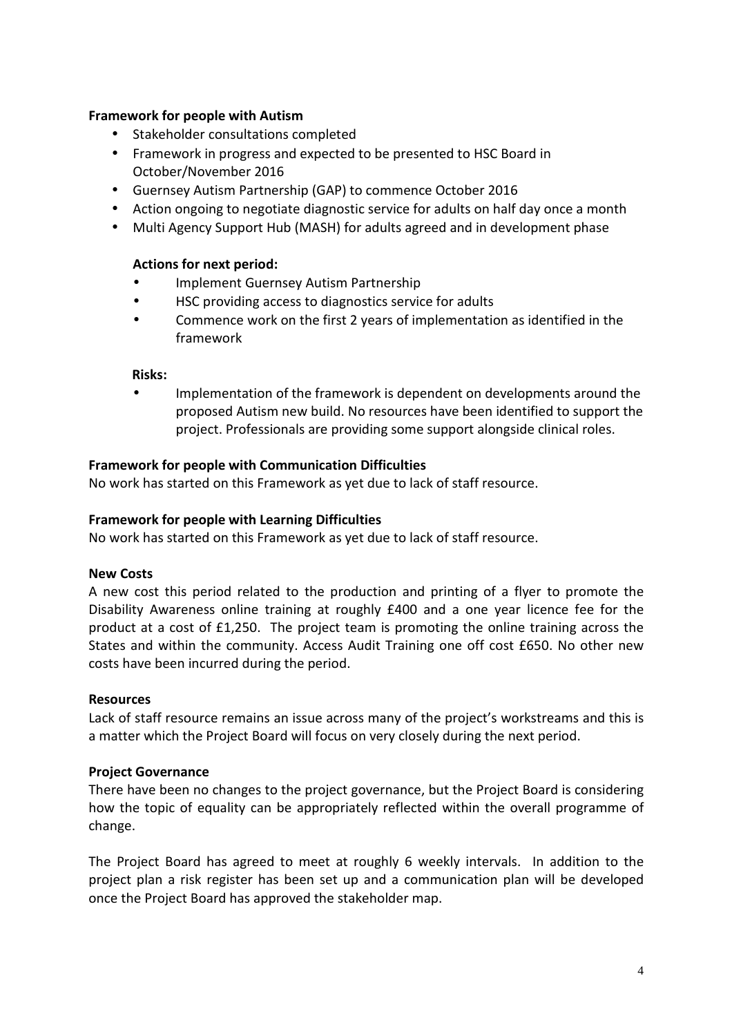**Framework for people with Autism**

- Stakeholder consultations completed
- Framework in progress and expected to be presented to HSC Board in October/November 2016
- Guernsey Autism Partnership (GAP) to commence October 2016
- Action ongoing to negotiate diagnostic service for adults on half day once a month
- Multi Agency Support Hub (MASH) for adults agreed and in development phase

**Actions for next period:**

- Implement Guernsey Autism Partnership
- HSC providing access to diagnostics service for adults
- Commence work on the first 2 years of implementation as identified in the framework

**Risks:**

- Implementation of the framework is dependent on developments around the proposed Autism new build. No resources have been identified to support the project. Professionals are providing some support alongside clinical roles.

**Framework for people with Communication Difficulties**

No work has started on this Framework as yet due to lack of staff resource.

**Framework for people with Learning Difficulties**

No work has started on this Framework as yet due to lack of staff resource.

**New Costs**

A new cost this period related to the production and printing of a flyer to promote the Disability Awareness online training at roughly £400 and a one year licence fee for the product at a cost of £1,250. The project team is promoting the online training across the States and within the community. Access Audit Training one off cost £650. No other new costs have been incurred during the period.

**Resources**

Lack of staff resource remains an issue across many of the project's workstreams and this is a matter which the Project Board will focus on very closely during the next period.

**Project Governance**

There have been no changes to the project governance, but the Project Board is considering how the topic of equality can be appropriately reflected within the overall programme of change.

The Project Board has agreed to meet at roughly 6 weekly intervals. In addition to the project plan a risk register has been set up and a communication plan will be developed once the Project Board has approved the stakeholder map.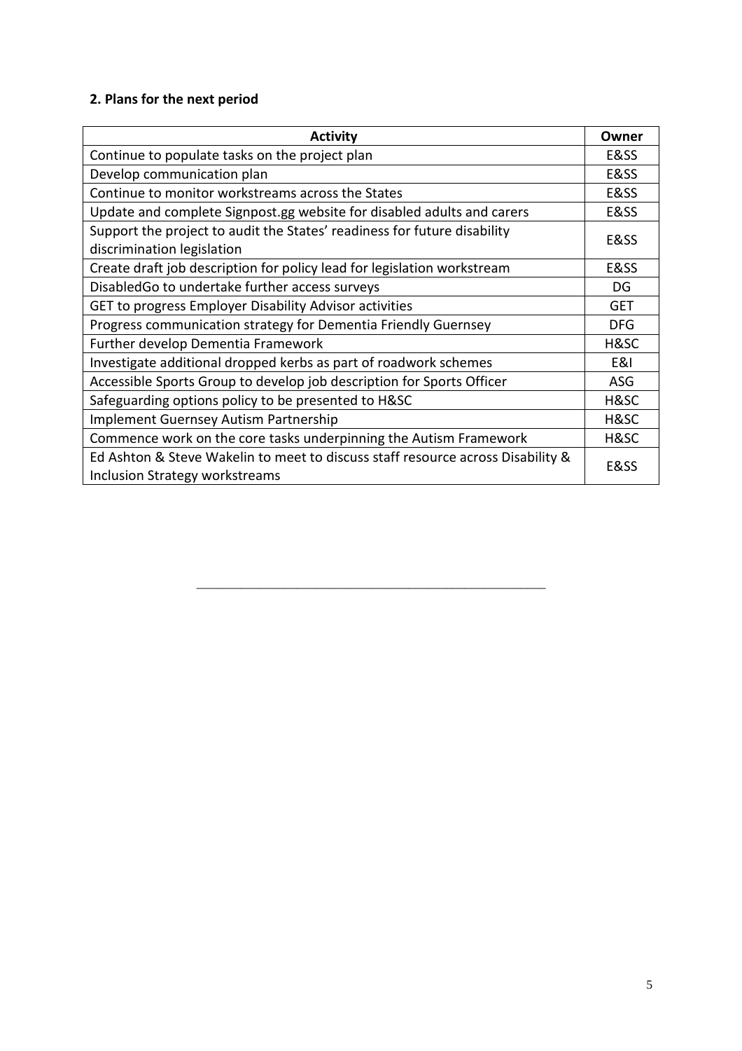## 2. Plans for the next period

| Activity | Owner |
| --- | --- |
| Continue to populate tasks on the project plan | E&SS |
| Develop communication plan | E&SS |
| Continue to monitor workstreams across the States | E&SS |
| Update and complete Signpost.gg website for disabled adults and carers | E&SS |
| Support the project to audit the States' readiness for future disability discrimination legislation | E&SS |
| Create draft job description for policy lead for legislation workstream | E&SS |
| DisabledGo to undertake further access surveys | DG |
| GET to progress Employer Disability Advisor activities | GET |
| Progress communication strategy for Dementia Friendly Guernsey | DFG |
| Further develop Dementia Framework | H&SC |
| Investigate additional dropped kerbs as part of roadwork schemes | E&I |
| Accessible Sports Group to develop job description for Sports Officer | ASG |
| Safeguarding options policy to be presented to H&SC | H&SC |
| Implement Guernsey Autism Partnership | H&SC |
| Commence work on the core tasks underpinning the Autism Framework | H&SC |
| Ed Ashton & Steve Wakelin to meet to discuss staff resource across Disability & Inclusion Strategy workstreams | E&SS |

---